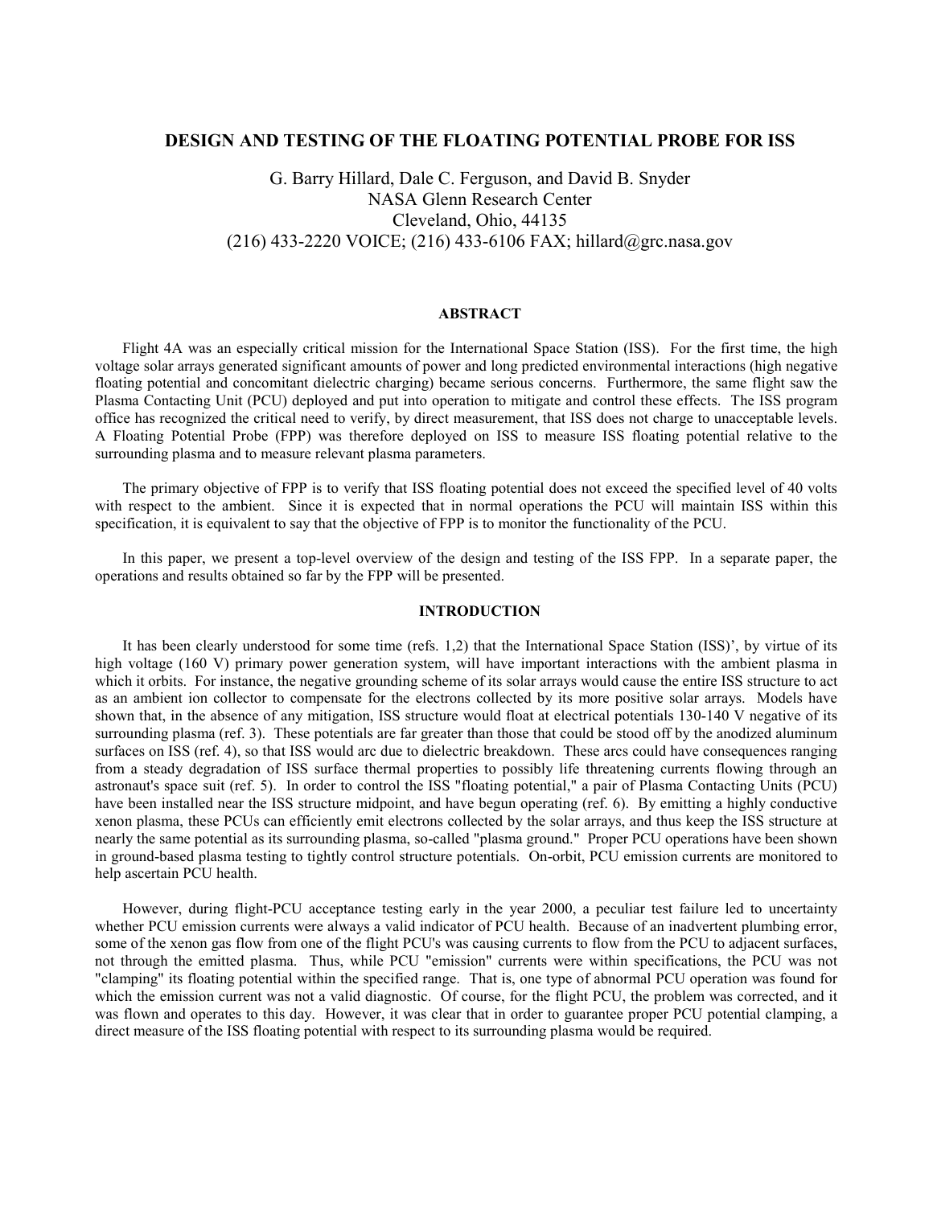# DESIGN AND TESTING OF THE FLOATING POTENTIAL PROBE FOR ISS

G. Barry Hillard, Dale C. Ferguson, and David B. Snyder
NASA Glenn Research Center
Cleveland, Ohio, 44135
(216) 433-2220 VOICE; (216) 433-6106 FAX; hillard@grc.nasa.gov

## ABSTRACT

Flight 4A was an especially critical mission for the International Space Station (ISS). For the first time, the high voltage solar arrays generated significant amounts of power and long predicted environmental interactions (high negative floating potential and concomitant dielectric charging) became serious concerns. Furthermore, the same flight saw the Plasma Contacting Unit (PCU) deployed and put into operation to mitigate and control these effects. The ISS program office has recognized the critical need to verify, by direct measurement, that ISS does not charge to unacceptable levels. A Floating Potential Probe (FPP) was therefore deployed on ISS to measure ISS floating potential relative to the surrounding plasma and to measure relevant plasma parameters.

The primary objective of FPP is to verify that ISS floating potential does not exceed the specified level of 40 volts with respect to the ambient. Since it is expected that in normal operations the PCU will maintain ISS within this specification, it is equivalent to say that the objective of FPP is to monitor the functionality of the PCU.

In this paper, we present a top-level overview of the design and testing of the ISS FPP. In a separate paper, the operations and results obtained so far by the FPP will be presented.

## INTRODUCTION

It has been clearly understood for some time (refs. 1,2) that the International Space Station (ISS)', by virtue of its high voltage (160 V) primary power generation system, will have important interactions with the ambient plasma in which it orbits. For instance, the negative grounding scheme of its solar arrays would cause the entire ISS structure to act as an ambient ion collector to compensate for the electrons collected by its more positive solar arrays. Models have shown that, in the absence of any mitigation, ISS structure would float at electrical potentials 130-140 V negative of its surrounding plasma (ref. 3). These potentials are far greater than those that could be stood off by the anodized aluminum surfaces on ISS (ref. 4), so that ISS would arc due to dielectric breakdown. These arcs could have consequences ranging from a steady degradation of ISS surface thermal properties to possibly life threatening currents flowing through an astronaut's space suit (ref. 5). In order to control the ISS "floating potential," a pair of Plasma Contacting Units (PCU) have been installed near the ISS structure midpoint, and have begun operating (ref. 6). By emitting a highly conductive xenon plasma, these PCUs can efficiently emit electrons collected by the solar arrays, and thus keep the ISS structure at nearly the same potential as its surrounding plasma, so-called "plasma ground." Proper PCU operations have been shown in ground-based plasma testing to tightly control structure potentials. On-orbit, PCU emission currents are monitored to help ascertain PCU health.

However, during flight-PCU acceptance testing early in the year 2000, a peculiar test failure led to uncertainty whether PCU emission currents were always a valid indicator of PCU health. Because of an inadvertent plumbing error, some of the xenon gas flow from one of the flight PCU's was causing currents to flow from the PCU to adjacent surfaces, not through the emitted plasma. Thus, while PCU "emission" currents were within specifications, the PCU was not "clamping" its floating potential within the specified range. That is, one type of abnormal PCU operation was found for which the emission current was not a valid diagnostic. Of course, for the flight PCU, the problem was corrected, and it was flown and operates to this day. However, it was clear that in order to guarantee proper PCU potential clamping, a direct measure of the ISS floating potential with respect to its surrounding plasma would be required.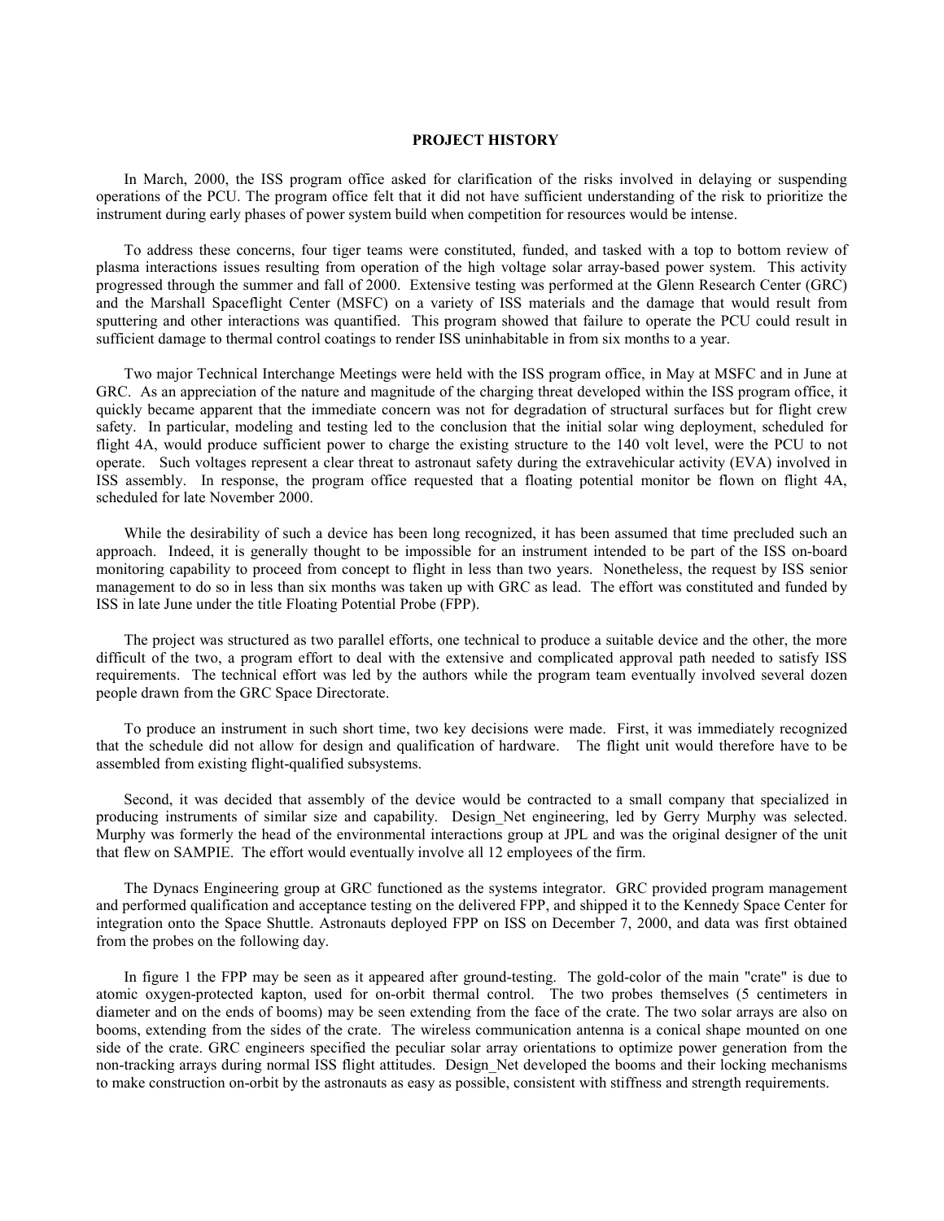## PROJECT HISTORY

In March, 2000, the ISS program office asked for clarification of the risks involved in delaying or suspending operations of the PCU. The program office felt that it did not have sufficient understanding of the risk to prioritize the instrument during early phases of power system build when competition for resources would be intense.

To address these concerns, four tiger teams were constituted, funded, and tasked with a top to bottom review of plasma interactions issues resulting from operation of the high voltage solar array-based power system. This activity progressed through the summer and fall of 2000. Extensive testing was performed at the Glenn Research Center (GRC) and the Marshall Spaceflight Center (MSFC) on a variety of ISS materials and the damage that would result from sputtering and other interactions was quantified. This program showed that failure to operate the PCU could result in sufficient damage to thermal control coatings to render ISS uninhabitable in from six months to a year.

Two major Technical Interchange Meetings were held with the ISS program office, in May at MSFC and in June at GRC. As an appreciation of the nature and magnitude of the charging threat developed within the ISS program office, it quickly became apparent that the immediate concern was not for degradation of structural surfaces but for flight crew safety. In particular, modeling and testing led to the conclusion that the initial solar wing deployment, scheduled for flight 4A, would produce sufficient power to charge the existing structure to the 140 volt level, were the PCU to not operate. Such voltages represent a clear threat to astronaut safety during the extravehicular activity (EVA) involved in ISS assembly. In response, the program office requested that a floating potential monitor be flown on flight 4A, scheduled for late November 2000.

While the desirability of such a device has been long recognized, it has been assumed that time precluded such an approach. Indeed, it is generally thought to be impossible for an instrument intended to be part of the ISS on-board monitoring capability to proceed from concept to flight in less than two years. Nonetheless, the request by ISS senior management to do so in less than six months was taken up with GRC as lead. The effort was constituted and funded by ISS in late June under the title Floating Potential Probe (FPP).

The project was structured as two parallel efforts, one technical to produce a suitable device and the other, the more difficult of the two, a program effort to deal with the extensive and complicated approval path needed to satisfy ISS requirements. The technical effort was led by the authors while the program team eventually involved several dozen people drawn from the GRC Space Directorate.

To produce an instrument in such short time, two key decisions were made. First, it was immediately recognized that the schedule did not allow for design and qualification of hardware. The flight unit would therefore have to be assembled from existing flight-qualified subsystems.

Second, it was decided that assembly of the device would be contracted to a small company that specialized in producing instruments of similar size and capability. Design_Net engineering, led by Gerry Murphy was selected. Murphy was formerly the head of the environmental interactions group at JPL and was the original designer of the unit that flew on SAMPIE. The effort would eventually involve all 12 employees of the firm.

The Dynacs Engineering group at GRC functioned as the systems integrator. GRC provided program management and performed qualification and acceptance testing on the delivered FPP, and shipped it to the Kennedy Space Center for integration onto the Space Shuttle. Astronauts deployed FPP on ISS on December 7, 2000, and data was first obtained from the probes on the following day.

In figure 1 the FPP may be seen as it appeared after ground-testing. The gold-color of the main "crate" is due to atomic oxygen-protected kapton, used for on-orbit thermal control. The two probes themselves (5 centimeters in diameter and on the ends of booms) may be seen extending from the face of the crate. The two solar arrays are also on booms, extending from the sides of the crate. The wireless communication antenna is a conical shape mounted on one side of the crate. GRC engineers specified the peculiar solar array orientations to optimize power generation from the non-tracking arrays during normal ISS flight attitudes. Design_Net developed the booms and their locking mechanisms to make construction on-orbit by the astronauts as easy as possible, consistent with stiffness and strength requirements.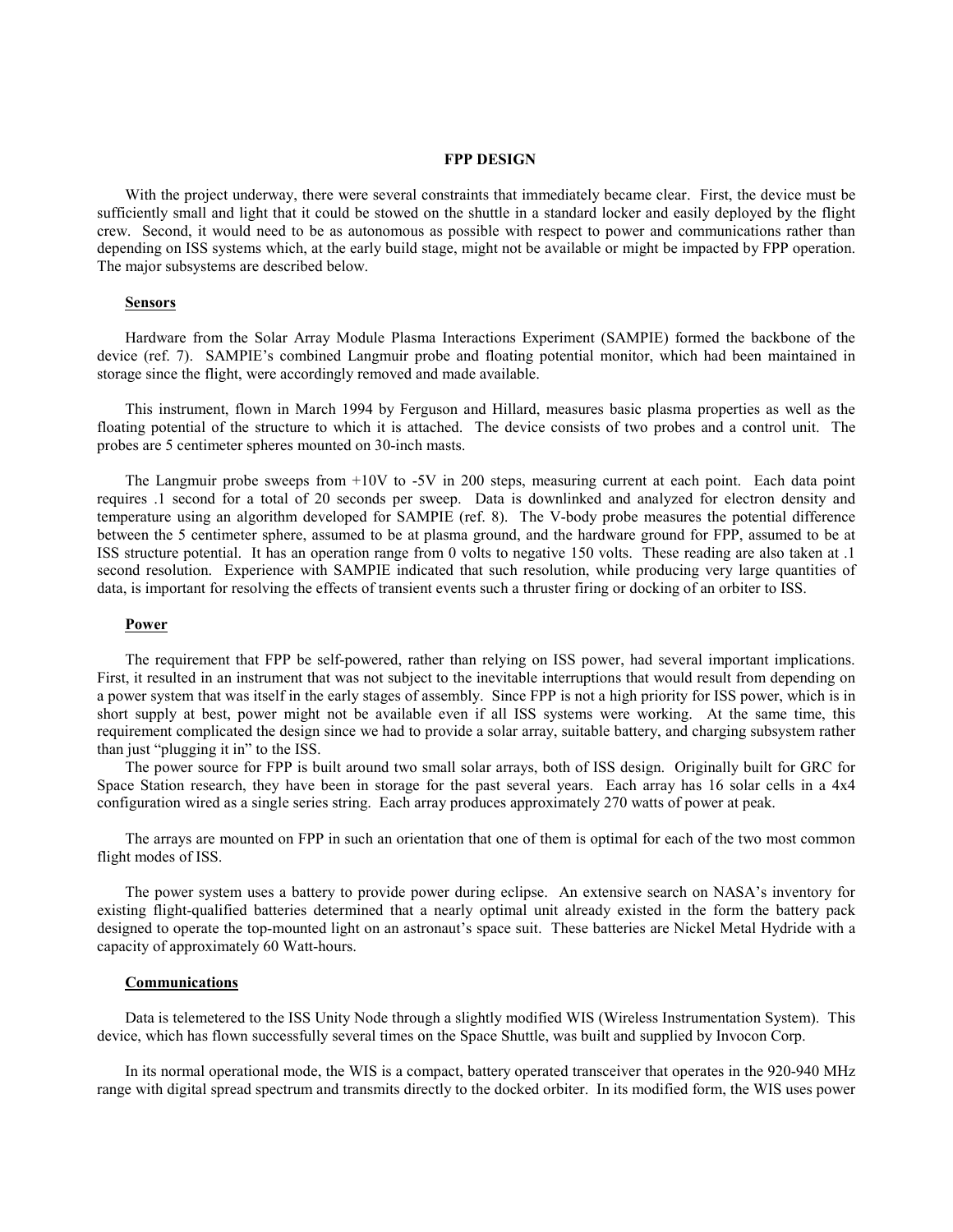## FPP DESIGN

With the project underway, there were several constraints that immediately became clear. First, the device must be sufficiently small and light that it could be stowed on the shuttle in a standard locker and easily deployed by the flight crew. Second, it would need to be as autonomous as possible with respect to power and communications rather than depending on ISS systems which, at the early build stage, might not be available or might be impacted by FPP operation. The major subsystems are described below.

### Sensors

Hardware from the Solar Array Module Plasma Interactions Experiment (SAMPIE) formed the backbone of the device (ref. 7). SAMPIE's combined Langmuir probe and floating potential monitor, which had been maintained in storage since the flight, were accordingly removed and made available.

This instrument, flown in March 1994 by Ferguson and Hillard, measures basic plasma properties as well as the floating potential of the structure to which it is attached. The device consists of two probes and a control unit. The probes are 5 centimeter spheres mounted on 30-inch masts.

The Langmuir probe sweeps from +10V to -5V in 200 steps, measuring current at each point. Each data point requires .1 second for a total of 20 seconds per sweep. Data is downlinked and analyzed for electron density and temperature using an algorithm developed for SAMPIE (ref. 8). The V-body probe measures the potential difference between the 5 centimeter sphere, assumed to be at plasma ground, and the hardware ground for FPP, assumed to be at ISS structure potential. It has an operation range from 0 volts to negative 150 volts. These reading are also taken at .1 second resolution. Experience with SAMPIE indicated that such resolution, while producing very large quantities of data, is important for resolving the effects of transient events such a thruster firing or docking of an orbiter to ISS.

### Power

The requirement that FPP be self-powered, rather than relying on ISS power, had several important implications. First, it resulted in an instrument that was not subject to the inevitable interruptions that would result from depending on a power system that was itself in the early stages of assembly. Since FPP is not a high priority for ISS power, which is in short supply at best, power might not be available even if all ISS systems were working. At the same time, this requirement complicated the design since we had to provide a solar array, suitable battery, and charging subsystem rather than just "plugging it in" to the ISS.

The power source for FPP is built around two small solar arrays, both of ISS design. Originally built for GRC for Space Station research, they have been in storage for the past several years. Each array has 16 solar cells in a 4x4 configuration wired as a single series string. Each array produces approximately 270 watts of power at peak.

The arrays are mounted on FPP in such an orientation that one of them is optimal for each of the two most common flight modes of ISS.

The power system uses a battery to provide power during eclipse. An extensive search on NASA's inventory for existing flight-qualified batteries determined that a nearly optimal unit already existed in the form the battery pack designed to operate the top-mounted light on an astronaut's space suit. These batteries are Nickel Metal Hydride with a capacity of approximately 60 Watt-hours.

### Communications

Data is telemetered to the ISS Unity Node through a slightly modified WIS (Wireless Instrumentation System). This device, which has flown successfully several times on the Space Shuttle, was built and supplied by Invocon Corp.

In its normal operational mode, the WIS is a compact, battery operated transceiver that operates in the 920-940 MHz range with digital spread spectrum and transmits directly to the docked orbiter. In its modified form, the WIS uses power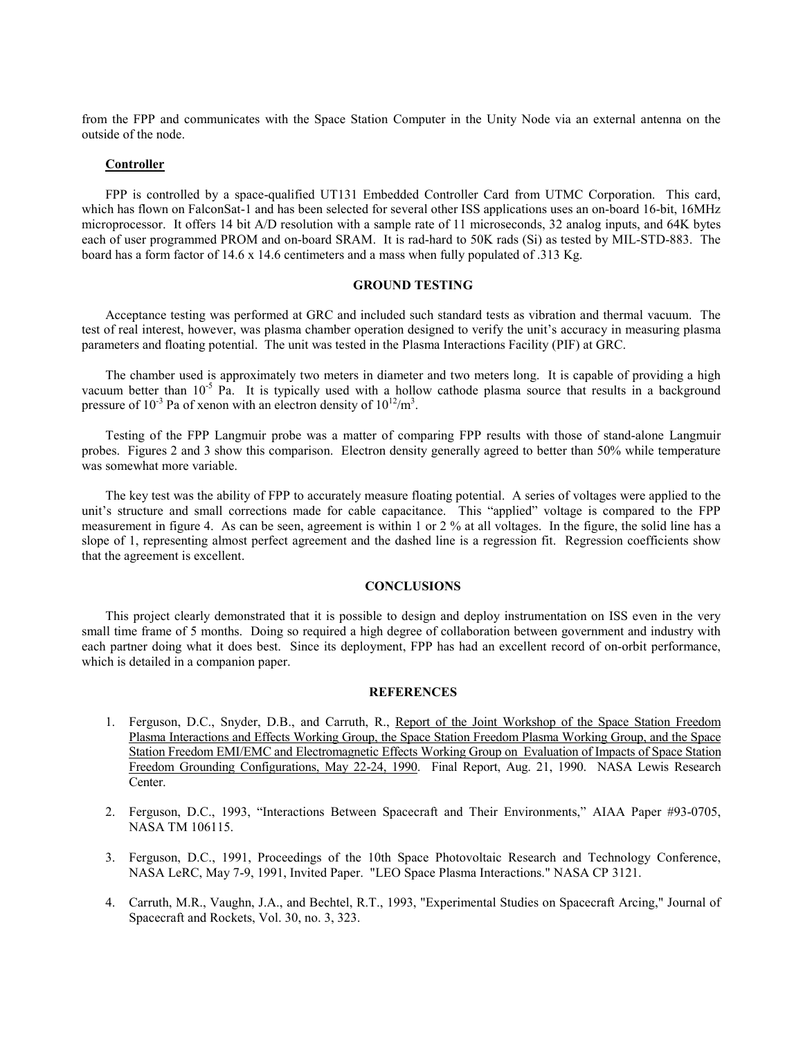from the FPP and communicates with the Space Station Computer in the Unity Node via an external antenna on the outside of the node.

**Controller**

FPP is controlled by a space-qualified UT131 Embedded Controller Card from UTMC Corporation. This card, which has flown on FalconSat-1 and has been selected for several other ISS applications uses an on-board 16-bit, 16MHz microprocessor. It offers 14 bit A/D resolution with a sample rate of 11 microseconds, 32 analog inputs, and 64K bytes each of user programmed PROM and on-board SRAM. It is rad-hard to 50K rads (Si) as tested by MIL-STD-883. The board has a form factor of 14.6 x 14.6 centimeters and a mass when fully populated of .313 Kg.

## GROUND TESTING

Acceptance testing was performed at GRC and included such standard tests as vibration and thermal vacuum. The test of real interest, however, was plasma chamber operation designed to verify the unit's accuracy in measuring plasma parameters and floating potential. The unit was tested in the Plasma Interactions Facility (PIF) at GRC.

The chamber used is approximately two meters in diameter and two meters long. It is capable of providing a high vacuum better than $10^{-5}$ Pa. It is typically used with a hollow cathode plasma source that results in a background pressure of $10^{-3}$ Pa of xenon with an electron density of $10^{12}/m^3$.

Testing of the FPP Langmuir probe was a matter of comparing FPP results with those of stand-alone Langmuir probes. Figures 2 and 3 show this comparison. Electron density generally agreed to better than 50% while temperature was somewhat more variable.

The key test was the ability of FPP to accurately measure floating potential. A series of voltages were applied to the unit's structure and small corrections made for cable capacitance. This "applied" voltage is compared to the FPP measurement in figure 4. As can be seen, agreement is within 1 or 2 % at all voltages. In the figure, the solid line has a slope of 1, representing almost perfect agreement and the dashed line is a regression fit. Regression coefficients show that the agreement is excellent.

## CONCLUSIONS

This project clearly demonstrated that it is possible to design and deploy instrumentation on ISS even in the very small time frame of 5 months. Doing so required a high degree of collaboration between government and industry with each partner doing what it does best. Since its deployment, FPP has had an excellent record of on-orbit performance, which is detailed in a companion paper.

## REFERENCES

1. Ferguson, D.C., Snyder, D.B., and Carruth, R., Report of the Joint Workshop of the Space Station Freedom Plasma Interactions and Effects Working Group, the Space Station Freedom Plasma Working Group, and the Space Station Freedom EMI/EMC and Electromagnetic Effects Working Group on Evaluation of Impacts of Space Station Freedom Grounding Configurations, May 22-24, 1990. Final Report, Aug. 21, 1990. NASA Lewis Research Center.

2. Ferguson, D.C., 1993, "Interactions Between Spacecraft and Their Environments," AIAA Paper #93-0705, NASA TM 106115.

3. Ferguson, D.C., 1991, Proceedings of the 10th Space Photovoltaic Research and Technology Conference, NASA LeRC, May 7-9, 1991, Invited Paper. "LEO Space Plasma Interactions." NASA CP 3121.

4. Carruth, M.R., Vaughn, J.A., and Bechtel, R.T., 1993, "Experimental Studies on Spacecraft Arcing," Journal of Spacecraft and Rockets, Vol. 30, no. 3, 323.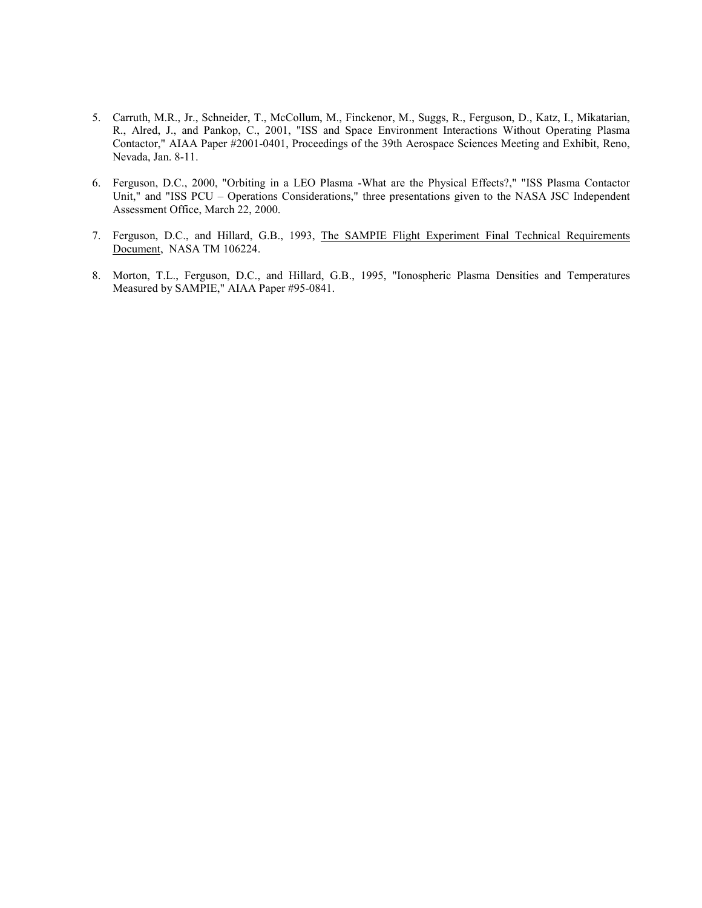5. Carruth, M.R., Jr., Schneider, T., McCollum, M., Finckenor, M., Suggs, R., Ferguson, D., Katz, I., Mikatarian, R., Alred, J., and Pankop, C., 2001, "ISS and Space Environment Interactions Without Operating Plasma Contactor," AIAA Paper #2001-0401, Proceedings of the 39th Aerospace Sciences Meeting and Exhibit, Reno, Nevada, Jan. 8-11.

6. Ferguson, D.C., 2000, "Orbiting in a LEO Plasma -What are the Physical Effects?," "ISS Plasma Contactor Unit," and "ISS PCU – Operations Considerations," three presentations given to the NASA JSC Independent Assessment Office, March 22, 2000.

7. Ferguson, D.C., and Hillard, G.B., 1993, <u>The SAMPIE Flight Experiment Final Technical Requirements Document</u>, NASA TM 106224.

8. Morton, T.L., Ferguson, D.C., and Hillard, G.B., 1995, "Ionospheric Plasma Densities and Temperatures Measured by SAMPIE," AIAA Paper #95-0841.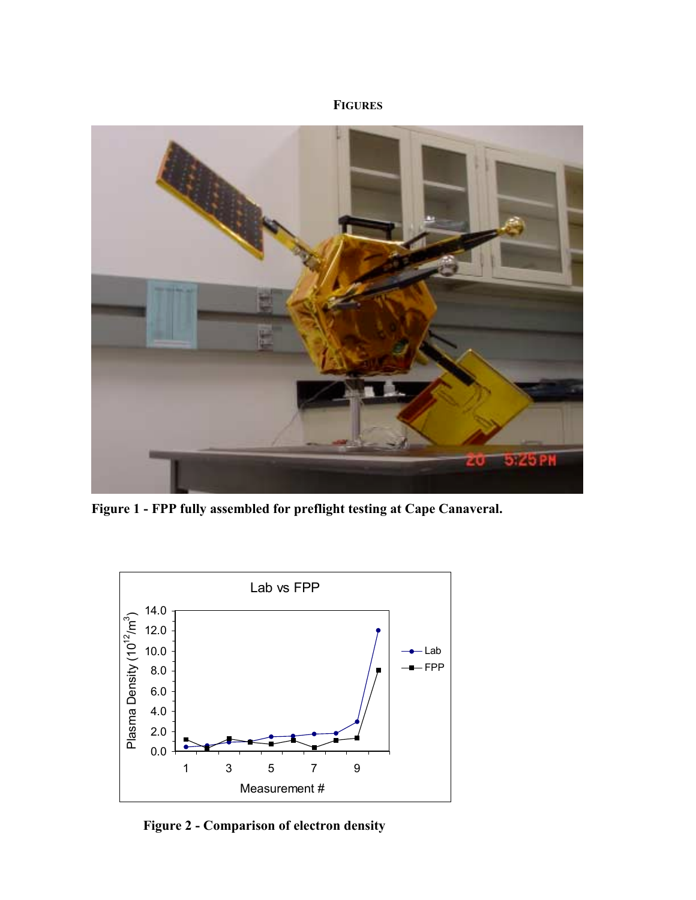# FIGURES

**Figure 1 - FPP fully assembled for preflight testing at Cape Canaveral.**

**Figure 2 - Comparison of electron density**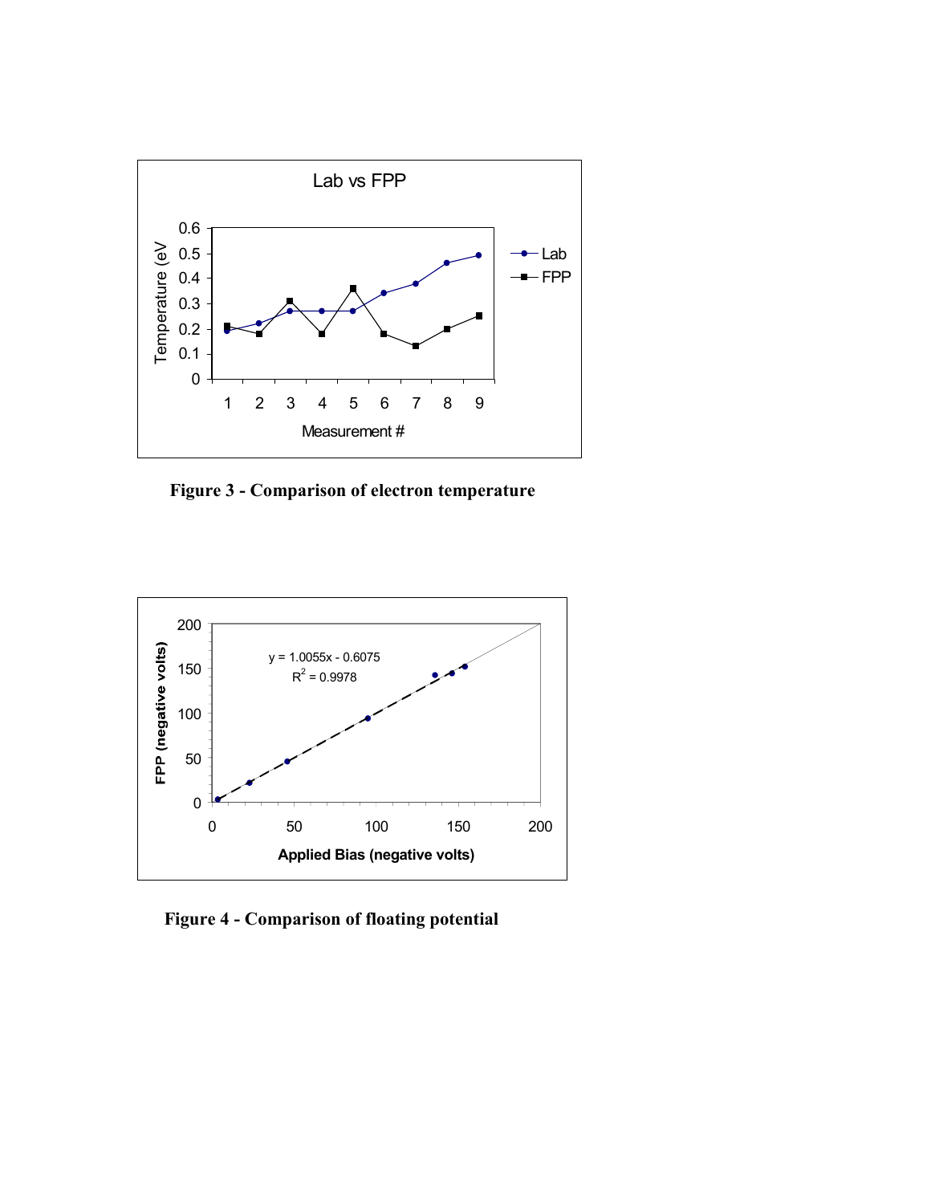Lab vs FPP

0.6
0.5
0.4
0.3
0.2
0.1
0

Temperature (eV

1 2 3 4 5 6 7 8 9

Measurement #

Lab
FPP

**Figure 3 - Comparison of electron temperature**

200
150
100
50
0

FPP (negative volts)

y = 1.0055x - 0.6075
$R^2$ = 0.9978

0 50 100 150 200

Applied Bias (negative volts)

**Figure 4 - Comparison of floating potential**